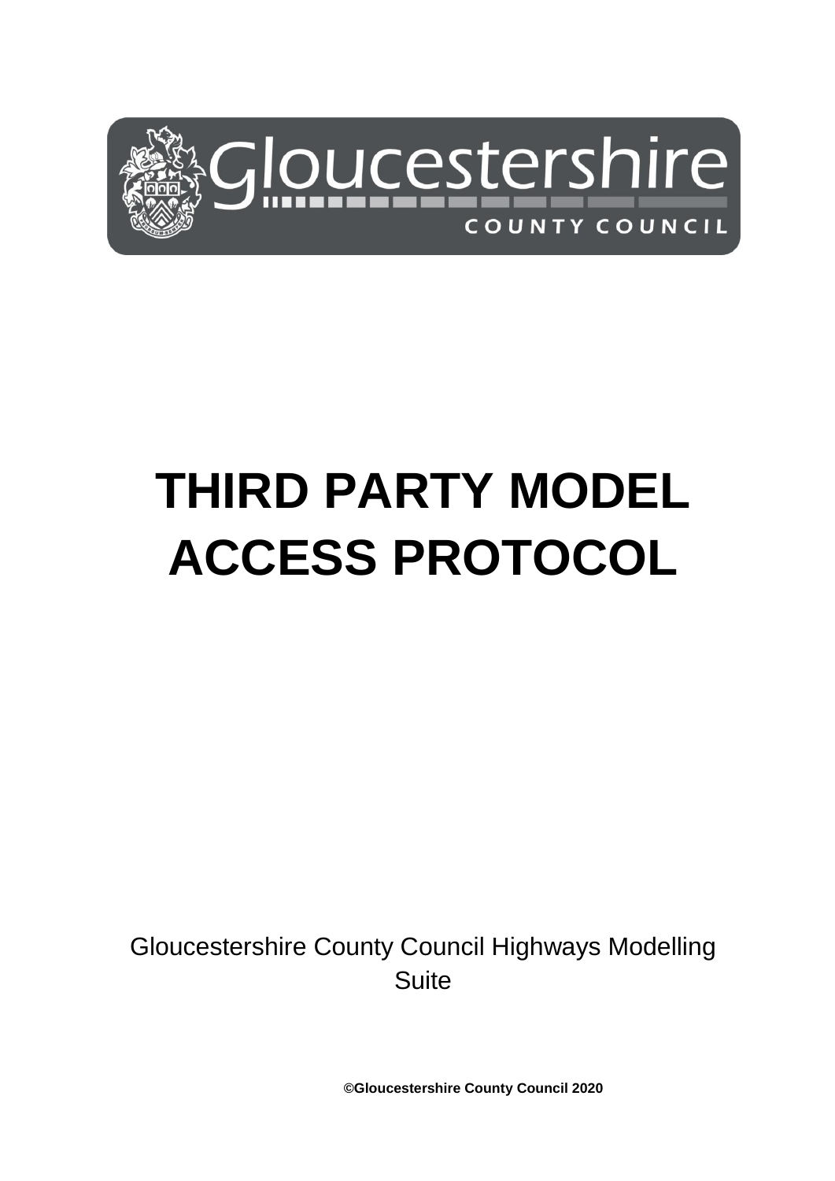# THIRD PARTY MODEL ACCESS PROTOCOL

Gloucestershire County Council Highways Modelling Suite

**©Gloucestershire County Council 2020**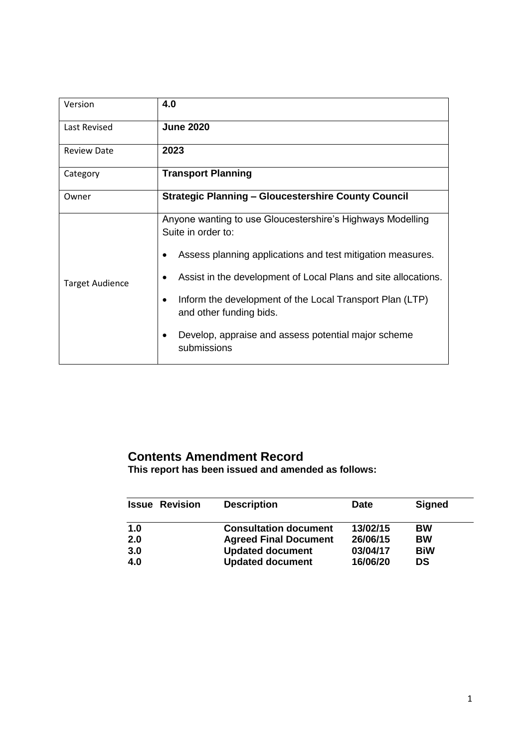| Version | **4.0** |
|---|---|
| Last Revised | **June 2020** |
| Review Date | **2023** |
| Category | **Transport Planning** |
| Owner | **Strategic Planning – Gloucestershire County Council** |
| Target Audience | Anyone wanting to use Gloucestershire's Highways Modelling Suite in order to:<br>• Assess planning applications and test mitigation measures.<br>• Assist in the development of Local Plans and site allocations.<br>• Inform the development of the Local Transport Plan (LTP) and other funding bids.<br>• Develop, appraise and assess potential major scheme submissions |

## Contents Amendment Record

**This report has been issued and amended as follows:**

| Issue | Revision | Description | Date | Signed |
|---|---|---|---|---|
| **1.0** | | **Consultation document** | **13/02/15** | **BW** |
| **2.0** | | **Agreed Final Document** | **26/06/15** | **BW** |
| **3.0** | | **Updated document** | **03/04/17** | **BiW** |
| **4.0** | | **Updated document** | **16/06/20** | **DS** |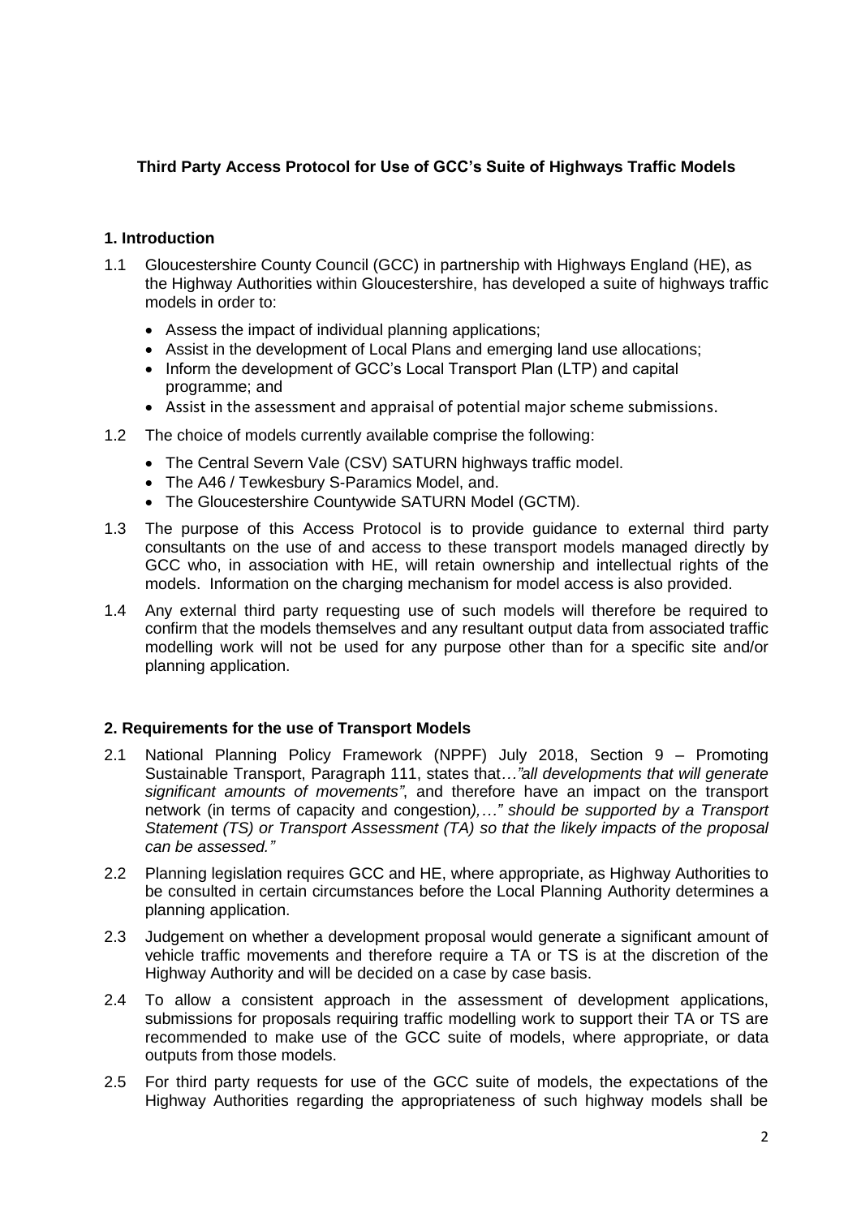**Third Party Access Protocol for Use of GCC's Suite of Highways Traffic Models**

## 1. Introduction

1.1 Gloucestershire County Council (GCC) in partnership with Highways England (HE), as the Highway Authorities within Gloucestershire, has developed a suite of highways traffic models in order to:

- Assess the impact of individual planning applications;
- Assist in the development of Local Plans and emerging land use allocations;
- Inform the development of GCC's Local Transport Plan (LTP) and capital programme; and
- Assist in the assessment and appraisal of potential major scheme submissions.

1.2 The choice of models currently available comprise the following:

- The Central Severn Vale (CSV) SATURN highways traffic model.
- The A46 / Tewkesbury S-Paramics Model, and.
- The Gloucestershire Countywide SATURN Model (GCTM).

1.3 The purpose of this Access Protocol is to provide guidance to external third party consultants on the use of and access to these transport models managed directly by GCC who, in association with HE, will retain ownership and intellectual rights of the models. Information on the charging mechanism for model access is also provided.

1.4 Any external third party requesting use of such models will therefore be required to confirm that the models themselves and any resultant output data from associated traffic modelling work will not be used for any purpose other than for a specific site and/or planning application.

## 2. Requirements for the use of Transport Models

2.1 National Planning Policy Framework (NPPF) July 2018, Section 9 – Promoting Sustainable Transport, Paragraph 111, states that…*"all developments that will generate significant amounts of movements"*, and therefore have an impact on the transport network (in terms of capacity and congestion*),…" should be supported by a Transport Statement (TS) or Transport Assessment (TA) so that the likely impacts of the proposal can be assessed."*

2.2 Planning legislation requires GCC and HE, where appropriate, as Highway Authorities to be consulted in certain circumstances before the Local Planning Authority determines a planning application.

2.3 Judgement on whether a development proposal would generate a significant amount of vehicle traffic movements and therefore require a TA or TS is at the discretion of the Highway Authority and will be decided on a case by case basis.

2.4 To allow a consistent approach in the assessment of development applications, submissions for proposals requiring traffic modelling work to support their TA or TS are recommended to make use of the GCC suite of models, where appropriate, or data outputs from those models.

2.5 For third party requests for use of the GCC suite of models, the expectations of the Highway Authorities regarding the appropriateness of such highway models shall be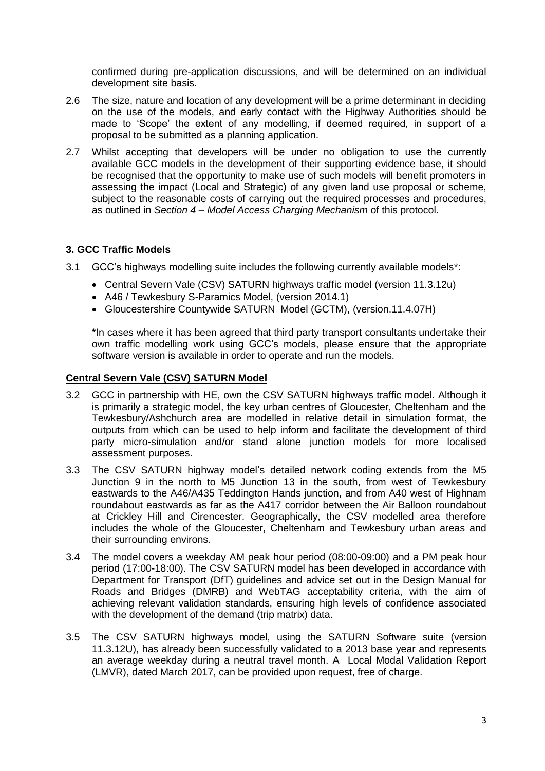confirmed during pre-application discussions, and will be determined on an individual development site basis.

2.6 The size, nature and location of any development will be a prime determinant in deciding on the use of the models, and early contact with the Highway Authorities should be made to 'Scope' the extent of any modelling, if deemed required, in support of a proposal to be submitted as a planning application.

2.7 Whilst accepting that developers will be under no obligation to use the currently available GCC models in the development of their supporting evidence base, it should be recognised that the opportunity to make use of such models will benefit promoters in assessing the impact (Local and Strategic) of any given land use proposal or scheme, subject to the reasonable costs of carrying out the required processes and procedures, as outlined in *Section 4 – Model Access Charging Mechanism* of this protocol.

### 3. GCC Traffic Models

3.1 GCC's highways modelling suite includes the following currently available models*:

- Central Severn Vale (CSV) SATURN highways traffic model (version 11.3.12u)
- A46 / Tewkesbury S-Paramics Model, (version 2014.1)
- Gloucestershire Countywide SATURN Model (GCTM), (version.11.4.07H)

*In cases where it has been agreed that third party transport consultants undertake their own traffic modelling work using GCC's models, please ensure that the appropriate software version is available in order to operate and run the models.

#### Central Severn Vale (CSV) SATURN Model

3.2 GCC in partnership with HE, own the CSV SATURN highways traffic model. Although it is primarily a strategic model, the key urban centres of Gloucester, Cheltenham and the Tewkesbury/Ashchurch area are modelled in relative detail in simulation format, the outputs from which can be used to help inform and facilitate the development of third party micro-simulation and/or stand alone junction models for more localised assessment purposes.

3.3 The CSV SATURN highway model's detailed network coding extends from the M5 Junction 9 in the north to M5 Junction 13 in the south, from west of Tewkesbury eastwards to the A46/A435 Teddington Hands junction, and from A40 west of Highnam roundabout eastwards as far as the A417 corridor between the Air Balloon roundabout at Crickley Hill and Cirencester. Geographically, the CSV modelled area therefore includes the whole of the Gloucester, Cheltenham and Tewkesbury urban areas and their surrounding environs.

3.4 The model covers a weekday AM peak hour period (08:00-09:00) and a PM peak hour period (17:00-18:00). The CSV SATURN model has been developed in accordance with Department for Transport (DfT) guidelines and advice set out in the Design Manual for Roads and Bridges (DMRB) and WebTAG acceptability criteria, with the aim of achieving relevant validation standards, ensuring high levels of confidence associated with the development of the demand (trip matrix) data.

3.5 The CSV SATURN highways model, using the SATURN Software suite (version 11.3.12U), has already been successfully validated to a 2013 base year and represents an average weekday during a neutral travel month. A Local Modal Validation Report (LMVR), dated March 2017, can be provided upon request, free of charge.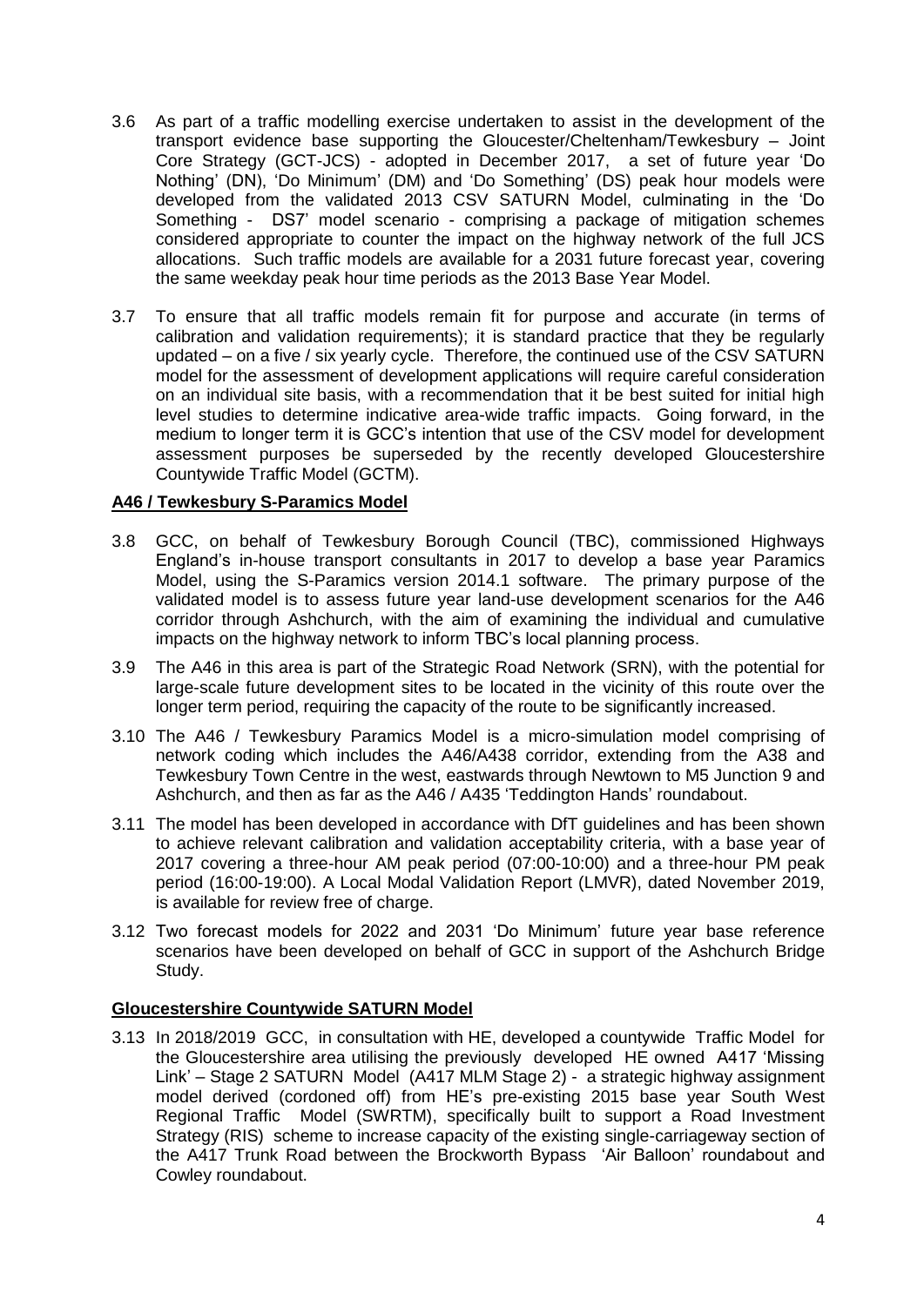3.6 As part of a traffic modelling exercise undertaken to assist in the development of the transport evidence base supporting the Gloucester/Cheltenham/Tewkesbury – Joint Core Strategy (GCT-JCS) - adopted in December 2017, a set of future year 'Do Nothing' (DN), 'Do Minimum' (DM) and 'Do Something' (DS) peak hour models were developed from the validated 2013 CSV SATURN Model, culminating in the 'Do Something - DS7' model scenario - comprising a package of mitigation schemes considered appropriate to counter the impact on the highway network of the full JCS allocations. Such traffic models are available for a 2031 future forecast year, covering the same weekday peak hour time periods as the 2013 Base Year Model.

3.7 To ensure that all traffic models remain fit for purpose and accurate (in terms of calibration and validation requirements); it is standard practice that they be regularly updated – on a five / six yearly cycle. Therefore, the continued use of the CSV SATURN model for the assessment of development applications will require careful consideration on an individual site basis, with a recommendation that it be best suited for initial high level studies to determine indicative area-wide traffic impacts. Going forward, in the medium to longer term it is GCC's intention that use of the CSV model for development assessment purposes be superseded by the recently developed Gloucestershire Countywide Traffic Model (GCTM).

**A46 / Tewkesbury S-Paramics Model**

3.8 GCC, on behalf of Tewkesbury Borough Council (TBC), commissioned Highways England's in-house transport consultants in 2017 to develop a base year Paramics Model, using the S-Paramics version 2014.1 software. The primary purpose of the validated model is to assess future year land-use development scenarios for the A46 corridor through Ashchurch, with the aim of examining the individual and cumulative impacts on the highway network to inform TBC's local planning process.

3.9 The A46 in this area is part of the Strategic Road Network (SRN), with the potential for large-scale future development sites to be located in the vicinity of this route over the longer term period, requiring the capacity of the route to be significantly increased.

3.10 The A46 / Tewkesbury Paramics Model is a micro-simulation model comprising of network coding which includes the A46/A438 corridor, extending from the A38 and Tewkesbury Town Centre in the west, eastwards through Newtown to M5 Junction 9 and Ashchurch, and then as far as the A46 / A435 'Teddington Hands' roundabout.

3.11 The model has been developed in accordance with DfT guidelines and has been shown to achieve relevant calibration and validation acceptability criteria, with a base year of 2017 covering a three-hour AM peak period (07:00-10:00) and a three-hour PM peak period (16:00-19:00). A Local Modal Validation Report (LMVR), dated November 2019, is available for review free of charge.

3.12 Two forecast models for 2022 and 2031 'Do Minimum' future year base reference scenarios have been developed on behalf of GCC in support of the Ashchurch Bridge Study.

**Gloucestershire Countywide SATURN Model**

3.13 In 2018/2019 GCC, in consultation with HE, developed a countywide Traffic Model for the Gloucestershire area utilising the previously developed HE owned A417 'Missing Link' – Stage 2 SATURN Model (A417 MLM Stage 2) - a strategic highway assignment model derived (cordoned off) from HE's pre-existing 2015 base year South West Regional Traffic Model (SWRTM), specifically built to support a Road Investment Strategy (RIS) scheme to increase capacity of the existing single-carriageway section of the A417 Trunk Road between the Brockworth Bypass 'Air Balloon' roundabout and Cowley roundabout.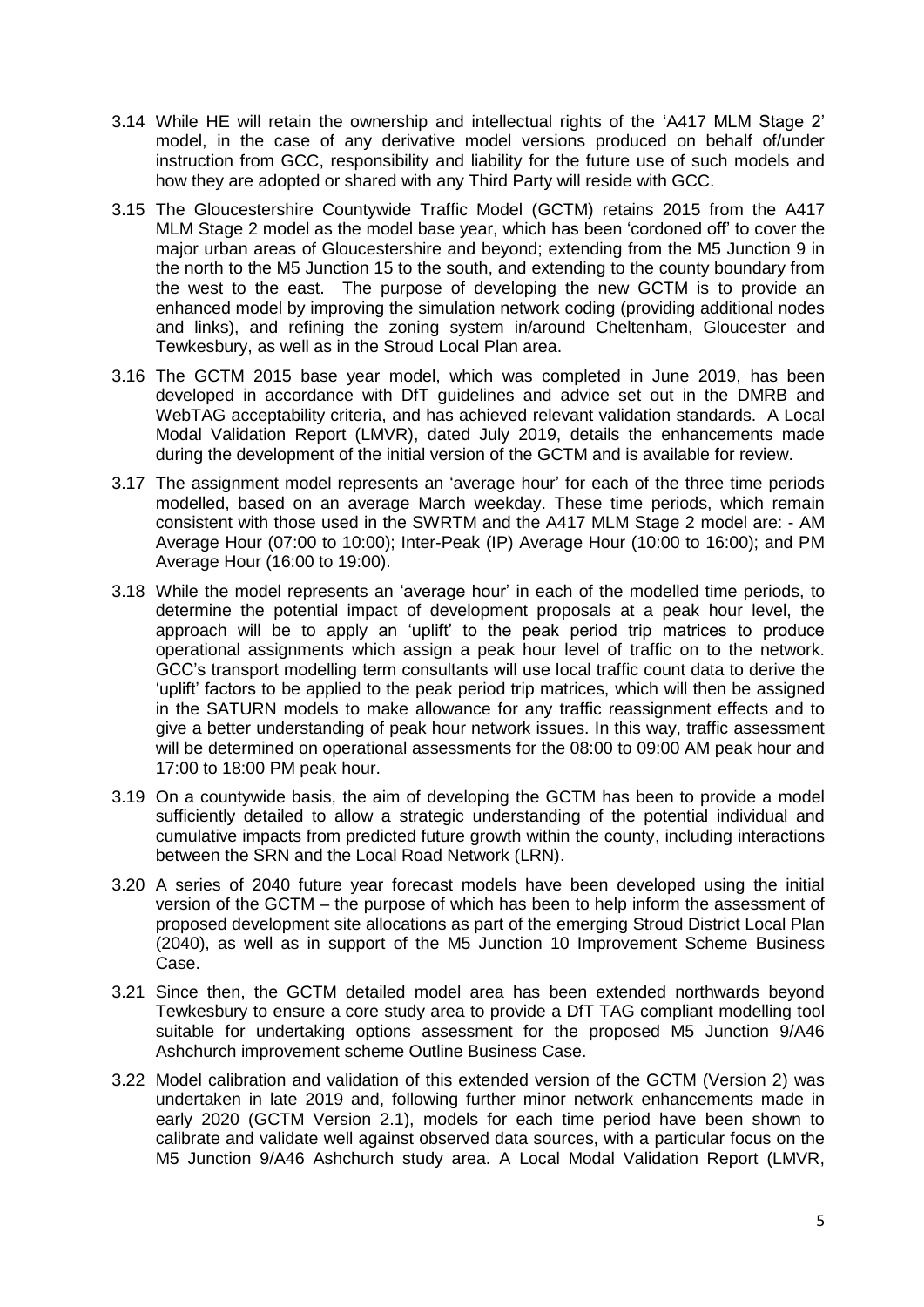3.14 While HE will retain the ownership and intellectual rights of the 'A417 MLM Stage 2' model, in the case of any derivative model versions produced on behalf of/under instruction from GCC, responsibility and liability for the future use of such models and how they are adopted or shared with any Third Party will reside with GCC.

3.15 The Gloucestershire Countywide Traffic Model (GCTM) retains 2015 from the A417 MLM Stage 2 model as the model base year, which has been 'cordoned off' to cover the major urban areas of Gloucestershire and beyond; extending from the M5 Junction 9 in the north to the M5 Junction 15 to the south, and extending to the county boundary from the west to the east. The purpose of developing the new GCTM is to provide an enhanced model by improving the simulation network coding (providing additional nodes and links), and refining the zoning system in/around Cheltenham, Gloucester and Tewkesbury, as well as in the Stroud Local Plan area.

3.16 The GCTM 2015 base year model, which was completed in June 2019, has been developed in accordance with DfT guidelines and advice set out in the DMRB and WebTAG acceptability criteria, and has achieved relevant validation standards. A Local Modal Validation Report (LMVR), dated July 2019, details the enhancements made during the development of the initial version of the GCTM and is available for review.

3.17 The assignment model represents an 'average hour' for each of the three time periods modelled, based on an average March weekday. These time periods, which remain consistent with those used in the SWRTM and the A417 MLM Stage 2 model are: - AM Average Hour (07:00 to 10:00); Inter-Peak (IP) Average Hour (10:00 to 16:00); and PM Average Hour (16:00 to 19:00).

3.18 While the model represents an 'average hour' in each of the modelled time periods, to determine the potential impact of development proposals at a peak hour level, the approach will be to apply an 'uplift' to the peak period trip matrices to produce operational assignments which assign a peak hour level of traffic on to the network. GCC's transport modelling term consultants will use local traffic count data to derive the 'uplift' factors to be applied to the peak period trip matrices, which will then be assigned in the SATURN models to make allowance for any traffic reassignment effects and to give a better understanding of peak hour network issues. In this way, traffic assessment will be determined on operational assessments for the 08:00 to 09:00 AM peak hour and 17:00 to 18:00 PM peak hour.

3.19 On a countywide basis, the aim of developing the GCTM has been to provide a model sufficiently detailed to allow a strategic understanding of the potential individual and cumulative impacts from predicted future growth within the county, including interactions between the SRN and the Local Road Network (LRN).

3.20 A series of 2040 future year forecast models have been developed using the initial version of the GCTM – the purpose of which has been to help inform the assessment of proposed development site allocations as part of the emerging Stroud District Local Plan (2040), as well as in support of the M5 Junction 10 Improvement Scheme Business Case.

3.21 Since then, the GCTM detailed model area has been extended northwards beyond Tewkesbury to ensure a core study area to provide a DfT TAG compliant modelling tool suitable for undertaking options assessment for the proposed M5 Junction 9/A46 Ashchurch improvement scheme Outline Business Case.

3.22 Model calibration and validation of this extended version of the GCTM (Version 2) was undertaken in late 2019 and, following further minor network enhancements made in early 2020 (GCTM Version 2.1), models for each time period have been shown to calibrate and validate well against observed data sources, with a particular focus on the M5 Junction 9/A46 Ashchurch study area. A Local Modal Validation Report (LMVR,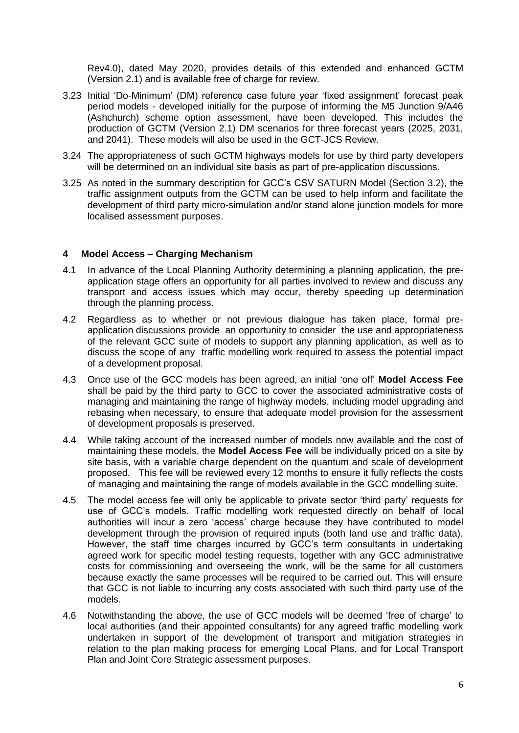Rev4.0), dated May 2020, provides details of this extended and enhanced GCTM (Version 2.1) and is available free of charge for review.

3.23 Initial 'Do-Minimum' (DM) reference case future year 'fixed assignment' forecast peak period models - developed initially for the purpose of informing the M5 Junction 9/A46 (Ashchurch) scheme option assessment, have been developed. This includes the production of GCTM (Version 2.1) DM scenarios for three forecast years (2025, 2031, and 2041). These models will also be used in the GCT-JCS Review.

3.24 The appropriateness of such GCTM highways models for use by third party developers will be determined on an individual site basis as part of pre-application discussions.

3.25 As noted in the summary description for GCC's CSV SATURN Model (Section 3.2), the traffic assignment outputs from the GCTM can be used to help inform and facilitate the development of third party micro-simulation and/or stand alone junction models for more localised assessment purposes.

## 4 Model Access – Charging Mechanism

4.1 In advance of the Local Planning Authority determining a planning application, the pre-application stage offers an opportunity for all parties involved to review and discuss any transport and access issues which may occur, thereby speeding up determination through the planning process.

4.2 Regardless as to whether or not previous dialogue has taken place, formal pre-application discussions provide an opportunity to consider the use and appropriateness of the relevant GCC suite of models to support any planning application, as well as to discuss the scope of any traffic modelling work required to assess the potential impact of a development proposal.

4.3 Once use of the GCC models has been agreed, an initial 'one off' **Model Access Fee** shall be paid by the third party to GCC to cover the associated administrative costs of managing and maintaining the range of highway models, including model upgrading and rebasing when necessary, to ensure that adequate model provision for the assessment of development proposals is preserved.

4.4 While taking account of the increased number of models now available and the cost of maintaining these models, the **Model Access Fee** will be individually priced on a site by site basis, with a variable charge dependent on the quantum and scale of development proposed. This fee will be reviewed every 12 months to ensure it fully reflects the costs of managing and maintaining the range of models available in the GCC modelling suite.

4.5 The model access fee will only be applicable to private sector 'third party' requests for use of GCC's models. Traffic modelling work requested directly on behalf of local authorities will incur a zero 'access' charge because they have contributed to model development through the provision of required inputs (both land use and traffic data). However, the staff time charges incurred by GCC's term consultants in undertaking agreed work for specific model testing requests, together with any GCC administrative costs for commissioning and overseeing the work, will be the same for all customers because exactly the same processes will be required to be carried out. This will ensure that GCC is not liable to incurring any costs associated with such third party use of the models.

4.6 Notwithstanding the above, the use of GCC models will be deemed 'free of charge' to local authorities (and their appointed consultants) for any agreed traffic modelling work undertaken in support of the development of transport and mitigation strategies in relation to the plan making process for emerging Local Plans, and for Local Transport Plan and Joint Core Strategic assessment purposes.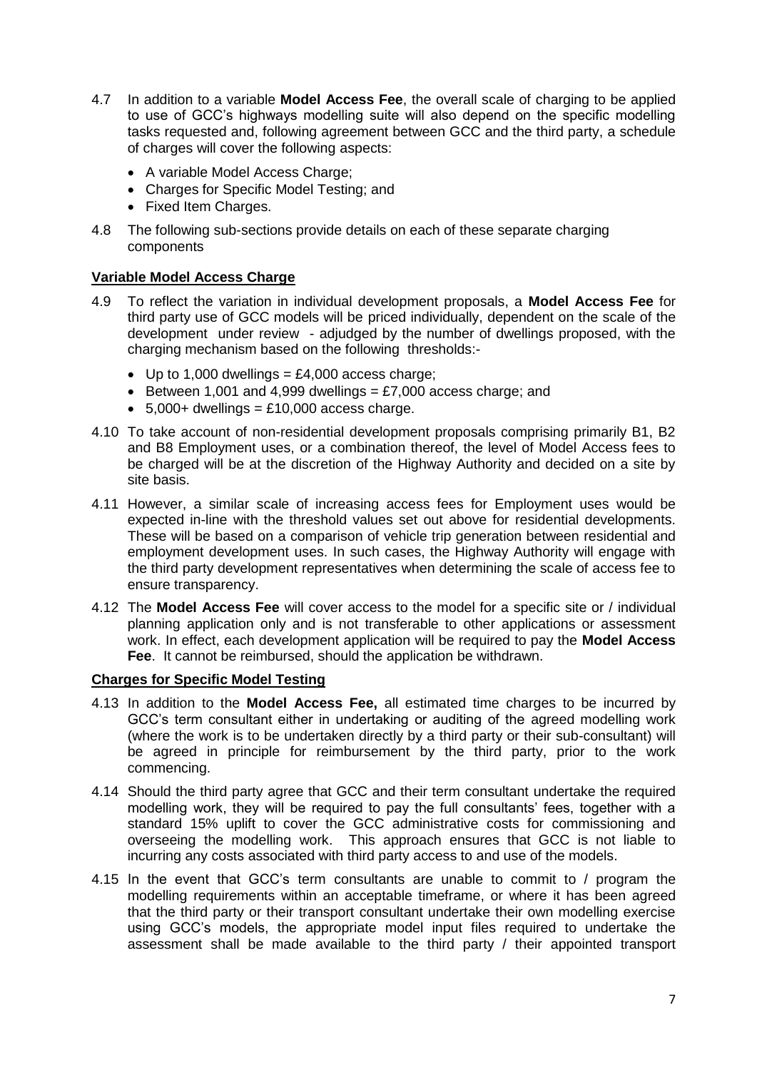4.7 In addition to a variable **Model Access Fee**, the overall scale of charging to be applied to use of GCC's highways modelling suite will also depend on the specific modelling tasks requested and, following agreement between GCC and the third party, a schedule of charges will cover the following aspects:

- A variable Model Access Charge;
- Charges for Specific Model Testing; and
- Fixed Item Charges.

4.8 The following sub-sections provide details on each of these separate charging components

## Variable Model Access Charge

4.9 To reflect the variation in individual development proposals, a **Model Access Fee** for third party use of GCC models will be priced individually, dependent on the scale of the development under review - adjudged by the number of dwellings proposed, with the charging mechanism based on the following thresholds:-

- Up to 1,000 dwellings = £4,000 access charge;
- Between 1,001 and 4,999 dwellings = £7,000 access charge; and
- 5,000+ dwellings = £10,000 access charge.

4.10 To take account of non-residential development proposals comprising primarily B1, B2 and B8 Employment uses, or a combination thereof, the level of Model Access fees to be charged will be at the discretion of the Highway Authority and decided on a site by site basis.

4.11 However, a similar scale of increasing access fees for Employment uses would be expected in-line with the threshold values set out above for residential developments. These will be based on a comparison of vehicle trip generation between residential and employment development uses. In such cases, the Highway Authority will engage with the third party development representatives when determining the scale of access fee to ensure transparency.

4.12 The **Model Access Fee** will cover access to the model for a specific site or / individual planning application only and is not transferable to other applications or assessment work. In effect, each development application will be required to pay the **Model Access Fee**. It cannot be reimbursed, should the application be withdrawn.

## Charges for Specific Model Testing

4.13 In addition to the **Model Access Fee,** all estimated time charges to be incurred by GCC's term consultant either in undertaking or auditing of the agreed modelling work (where the work is to be undertaken directly by a third party or their sub-consultant) will be agreed in principle for reimbursement by the third party, prior to the work commencing.

4.14 Should the third party agree that GCC and their term consultant undertake the required modelling work, they will be required to pay the full consultants' fees, together with a standard 15% uplift to cover the GCC administrative costs for commissioning and overseeing the modelling work. This approach ensures that GCC is not liable to incurring any costs associated with third party access to and use of the models.

4.15 In the event that GCC's term consultants are unable to commit to / program the modelling requirements within an acceptable timeframe, or where it has been agreed that the third party or their transport consultant undertake their own modelling exercise using GCC's models, the appropriate model input files required to undertake the assessment shall be made available to the third party / their appointed transport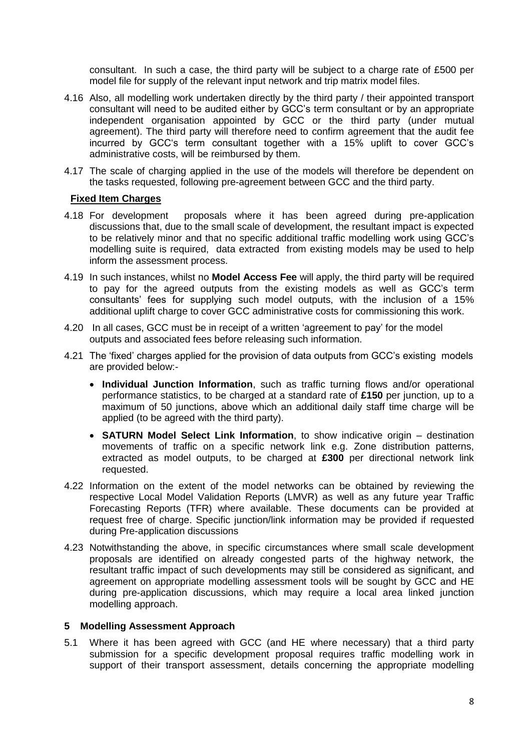consultant. In such a case, the third party will be subject to a charge rate of £500 per model file for supply of the relevant input network and trip matrix model files.

4.16 Also, all modelling work undertaken directly by the third party / their appointed transport consultant will need to be audited either by GCC's term consultant or by an appropriate independent organisation appointed by GCC or the third party (under mutual agreement). The third party will therefore need to confirm agreement that the audit fee incurred by GCC's term consultant together with a 15% uplift to cover GCC's administrative costs, will be reimbursed by them.

4.17 The scale of charging applied in the use of the models will therefore be dependent on the tasks requested, following pre-agreement between GCC and the third party.

**Fixed Item Charges**

4.18 For development proposals where it has been agreed during pre-application discussions that, due to the small scale of development, the resultant impact is expected to be relatively minor and that no specific additional traffic modelling work using GCC's modelling suite is required, data extracted from existing models may be used to help inform the assessment process.

4.19 In such instances, whilst no **Model Access Fee** will apply, the third party will be required to pay for the agreed outputs from the existing models as well as GCC's term consultants' fees for supplying such model outputs, with the inclusion of a 15% additional uplift charge to cover GCC administrative costs for commissioning this work.

4.20 In all cases, GCC must be in receipt of a written 'agreement to pay' for the model outputs and associated fees before releasing such information.

4.21 The 'fixed' charges applied for the provision of data outputs from GCC's existing models are provided below:-

- **Individual Junction Information**, such as traffic turning flows and/or operational performance statistics, to be charged at a standard rate of **£150** per junction, up to a maximum of 50 junctions, above which an additional daily staff time charge will be applied (to be agreed with the third party).
- **SATURN Model Select Link Information**, to show indicative origin – destination movements of traffic on a specific network link e.g. Zone distribution patterns, extracted as model outputs, to be charged at **£300** per directional network link requested.

4.22 Information on the extent of the model networks can be obtained by reviewing the respective Local Model Validation Reports (LMVR) as well as any future year Traffic Forecasting Reports (TFR) where available. These documents can be provided at request free of charge. Specific junction/link information may be provided if requested during Pre-application discussions

4.23 Notwithstanding the above, in specific circumstances where small scale development proposals are identified on already congested parts of the highway network, the resultant traffic impact of such developments may still be considered as significant, and agreement on appropriate modelling assessment tools will be sought by GCC and HE during pre-application discussions, which may require a local area linked junction modelling approach.

## 5 Modelling Assessment Approach

5.1 Where it has been agreed with GCC (and HE where necessary) that a third party submission for a specific development proposal requires traffic modelling work in support of their transport assessment, details concerning the appropriate modelling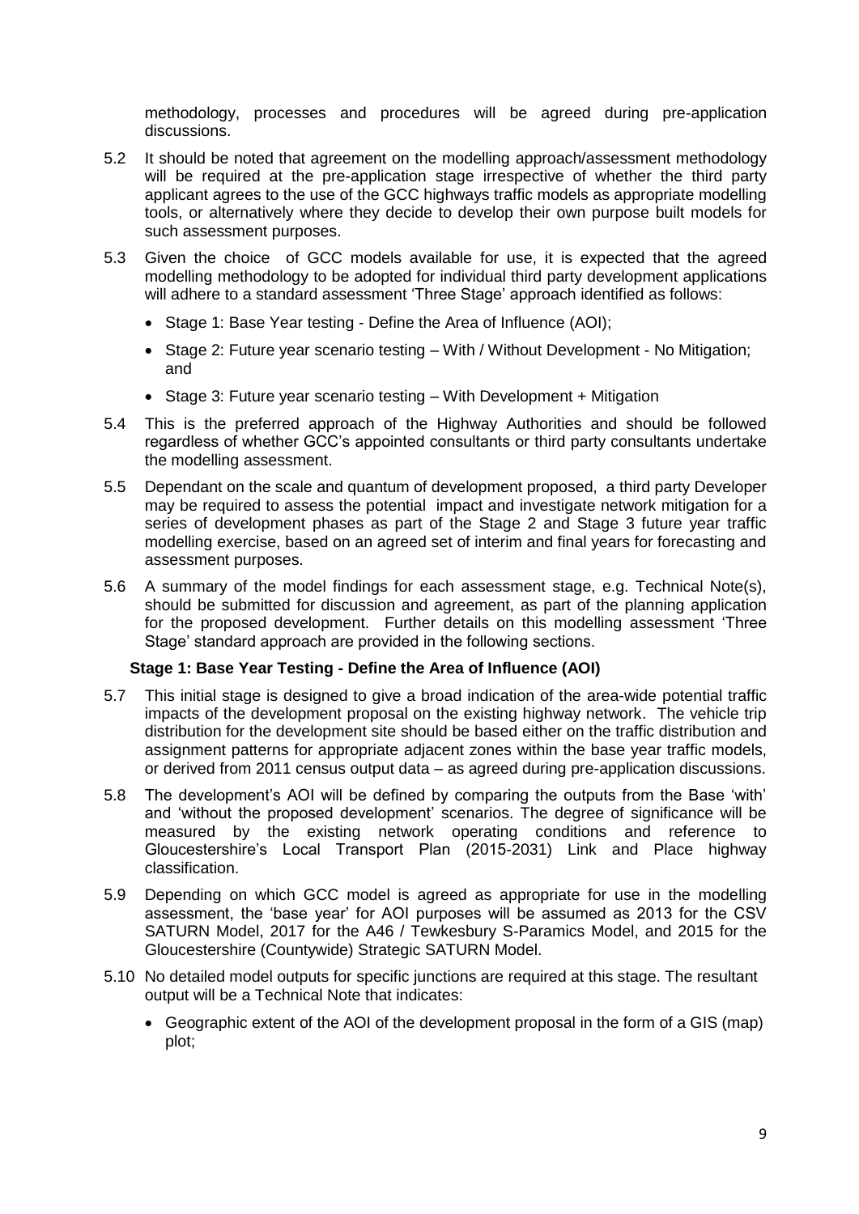methodology, processes and procedures will be agreed during pre-application discussions.

5.2 It should be noted that agreement on the modelling approach/assessment methodology will be required at the pre-application stage irrespective of whether the third party applicant agrees to the use of the GCC highways traffic models as appropriate modelling tools, or alternatively where they decide to develop their own purpose built models for such assessment purposes.

5.3 Given the choice of GCC models available for use, it is expected that the agreed modelling methodology to be adopted for individual third party development applications will adhere to a standard assessment 'Three Stage' approach identified as follows:

- Stage 1: Base Year testing - Define the Area of Influence (AOI);
- Stage 2: Future year scenario testing – With / Without Development - No Mitigation; and
- Stage 3: Future year scenario testing – With Development + Mitigation

5.4 This is the preferred approach of the Highway Authorities and should be followed regardless of whether GCC's appointed consultants or third party consultants undertake the modelling assessment.

5.5 Dependant on the scale and quantum of development proposed, a third party Developer may be required to assess the potential impact and investigate network mitigation for a series of development phases as part of the Stage 2 and Stage 3 future year traffic modelling exercise, based on an agreed set of interim and final years for forecasting and assessment purposes.

5.6 A summary of the model findings for each assessment stage, e.g. Technical Note(s), should be submitted for discussion and agreement, as part of the planning application for the proposed development. Further details on this modelling assessment 'Three Stage' standard approach are provided in the following sections.

### Stage 1: Base Year Testing - Define the Area of Influence (AOI)

5.7 This initial stage is designed to give a broad indication of the area-wide potential traffic impacts of the development proposal on the existing highway network. The vehicle trip distribution for the development site should be based either on the traffic distribution and assignment patterns for appropriate adjacent zones within the base year traffic models, or derived from 2011 census output data – as agreed during pre-application discussions.

5.8 The development's AOI will be defined by comparing the outputs from the Base 'with' and 'without the proposed development' scenarios. The degree of significance will be measured by the existing network operating conditions and reference to Gloucestershire's Local Transport Plan (2015-2031) Link and Place highway classification.

5.9 Depending on which GCC model is agreed as appropriate for use in the modelling assessment, the 'base year' for AOI purposes will be assumed as 2013 for the CSV SATURN Model, 2017 for the A46 / Tewkesbury S-Paramics Model, and 2015 for the Gloucestershire (Countywide) Strategic SATURN Model.

5.10 No detailed model outputs for specific junctions are required at this stage. The resultant output will be a Technical Note that indicates:

- Geographic extent of the AOI of the development proposal in the form of a GIS (map) plot;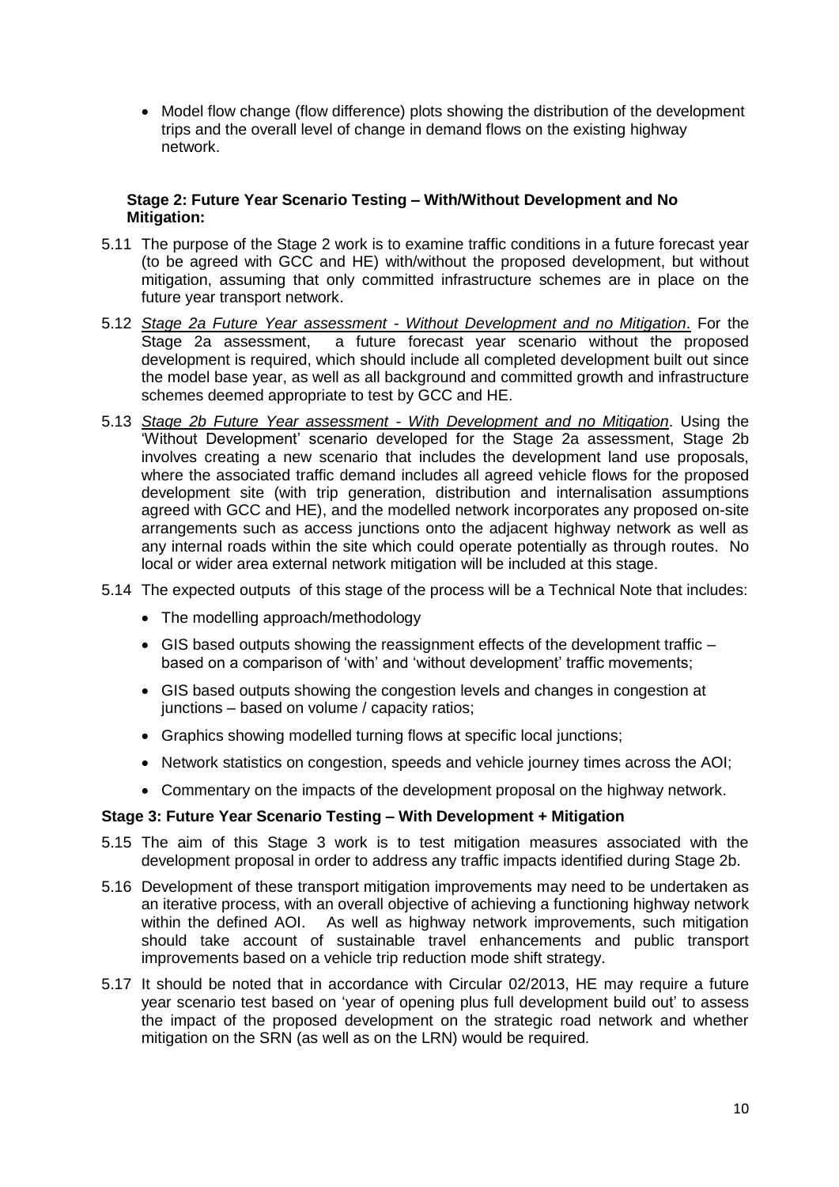- Model flow change (flow difference) plots showing the distribution of the development trips and the overall level of change in demand flows on the existing highway network.

**Stage 2: Future Year Scenario Testing – With/Without Development and No Mitigation:**

5.11 The purpose of the Stage 2 work is to examine traffic conditions in a future forecast year (to be agreed with GCC and HE) with/without the proposed development, but without mitigation, assuming that only committed infrastructure schemes are in place on the future year transport network.

5.12 *Stage 2a Future Year assessment - Without Development and no Mitigation*. For the Stage 2a assessment, a future forecast year scenario without the proposed development is required, which should include all completed development built out since the model base year, as well as all background and committed growth and infrastructure schemes deemed appropriate to test by GCC and HE.

5.13 *Stage 2b Future Year assessment - With Development and no Mitigation*. Using the 'Without Development' scenario developed for the Stage 2a assessment, Stage 2b involves creating a new scenario that includes the development land use proposals, where the associated traffic demand includes all agreed vehicle flows for the proposed development site (with trip generation, distribution and internalisation assumptions agreed with GCC and HE), and the modelled network incorporates any proposed on-site arrangements such as access junctions onto the adjacent highway network as well as any internal roads within the site which could operate potentially as through routes. No local or wider area external network mitigation will be included at this stage.

5.14 The expected outputs of this stage of the process will be a Technical Note that includes:

- The modelling approach/methodology
- GIS based outputs showing the reassignment effects of the development traffic – based on a comparison of 'with' and 'without development' traffic movements;
- GIS based outputs showing the congestion levels and changes in congestion at junctions – based on volume / capacity ratios;
- Graphics showing modelled turning flows at specific local junctions;
- Network statistics on congestion, speeds and vehicle journey times across the AOI;
- Commentary on the impacts of the development proposal on the highway network.

**Stage 3: Future Year Scenario Testing – With Development + Mitigation**

5.15 The aim of this Stage 3 work is to test mitigation measures associated with the development proposal in order to address any traffic impacts identified during Stage 2b.

5.16 Development of these transport mitigation improvements may need to be undertaken as an iterative process, with an overall objective of achieving a functioning highway network within the defined AOI. As well as highway network improvements, such mitigation should take account of sustainable travel enhancements and public transport improvements based on a vehicle trip reduction mode shift strategy.

5.17 It should be noted that in accordance with Circular 02/2013, HE may require a future year scenario test based on 'year of opening plus full development build out' to assess the impact of the proposed development on the strategic road network and whether mitigation on the SRN (as well as on the LRN) would be required.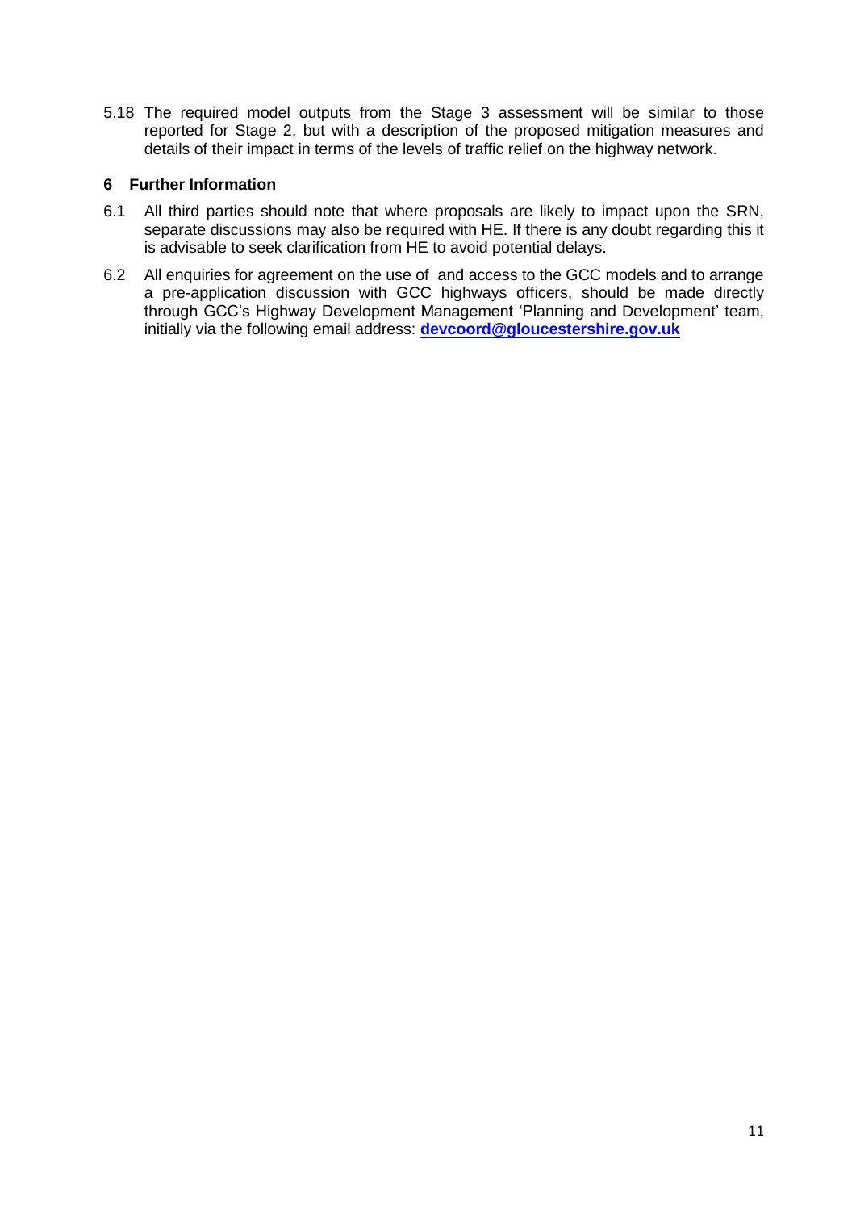5.18 The required model outputs from the Stage 3 assessment will be similar to those reported for Stage 2, but with a description of the proposed mitigation measures and details of their impact in terms of the levels of traffic relief on the highway network.

## 6 Further Information

6.1 All third parties should note that where proposals are likely to impact upon the SRN, separate discussions may also be required with HE. If there is any doubt regarding this it is advisable to seek clarification from HE to avoid potential delays.

6.2 All enquiries for agreement on the use of and access to the GCC models and to arrange a pre-application discussion with GCC highways officers, should be made directly through GCC's Highway Development Management 'Planning and Development' team, initially via the following email address: **devcoord@gloucestershire.gov.uk**